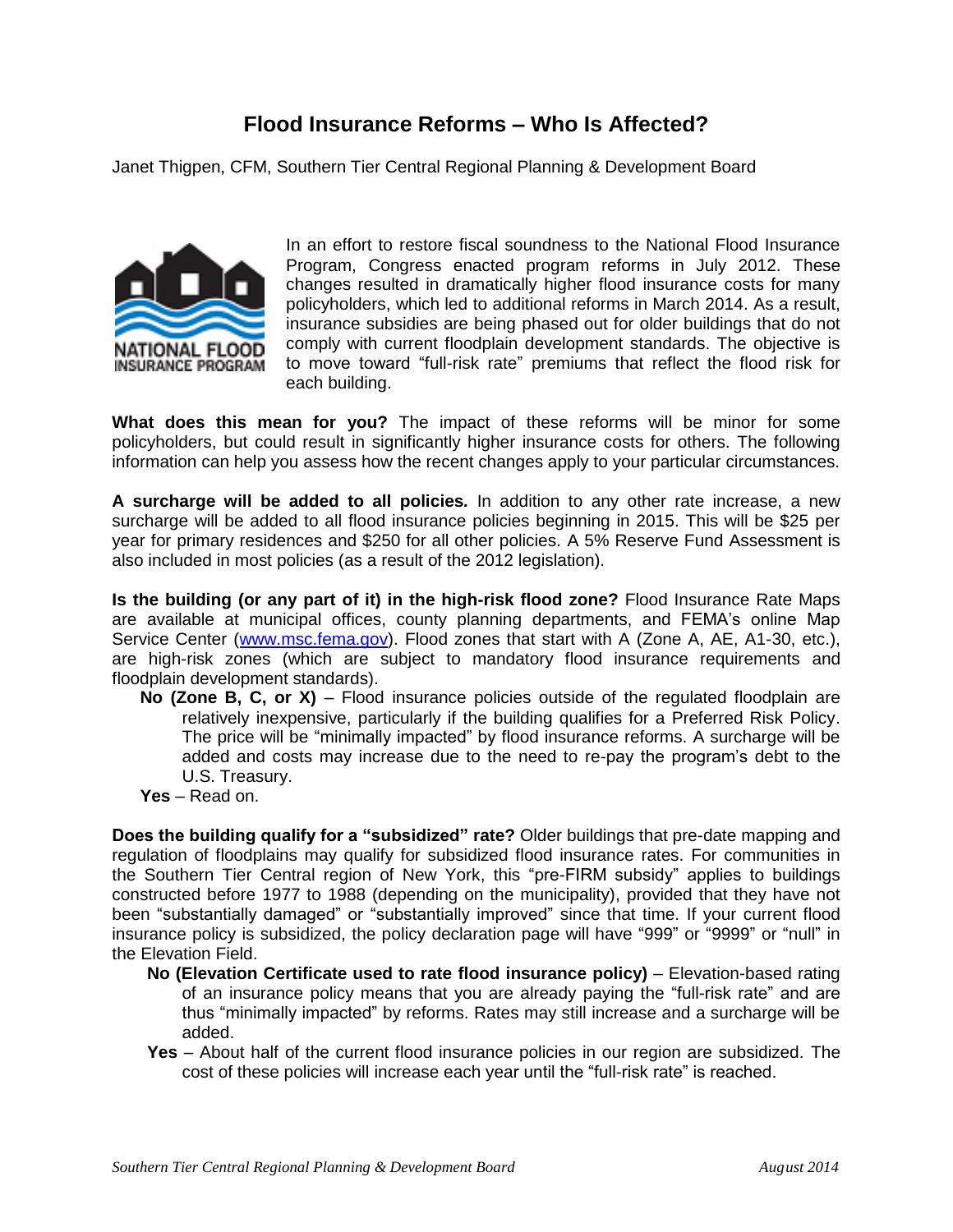# Flood Insurance Reforms – Who Is Affected?

Janet Thigpen, CFM, Southern Tier Central Regional Planning & Development Board

In an effort to restore fiscal soundness to the National Flood Insurance Program, Congress enacted program reforms in July 2012. These changes resulted in dramatically higher flood insurance costs for many policyholders, which led to additional reforms in March 2014. As a result, insurance subsidies are being phased out for older buildings that do not comply with current floodplain development standards. The objective is to move toward "full-risk rate" premiums that reflect the flood risk for each building.

**What does this mean for you?** The impact of these reforms will be minor for some policyholders, but could result in significantly higher insurance costs for others. The following information can help you assess how the recent changes apply to your particular circumstances.

**A surcharge will be added to all policies.** In addition to any other rate increase, a new surcharge will be added to all flood insurance policies beginning in 2015. This will be $25 per year for primary residences and $250 for all other policies. A 5% Reserve Fund Assessment is also included in most policies (as a result of the 2012 legislation).

**Is the building (or any part of it) in the high-risk flood zone?** Flood Insurance Rate Maps are available at municipal offices, county planning departments, and FEMA's online Map Service Center (www.msc.fema.gov). Flood zones that start with A (Zone A, AE, A1-30, etc.), are high-risk zones (which are subject to mandatory flood insurance requirements and floodplain development standards).

- **No (Zone B, C, or X)** – Flood insurance policies outside of the regulated floodplain are relatively inexpensive, particularly if the building qualifies for a Preferred Risk Policy. The price will be "minimally impacted" by flood insurance reforms. A surcharge will be added and costs may increase due to the need to re-pay the program's debt to the U.S. Treasury.
- **Yes** – Read on.

**Does the building qualify for a "subsidized" rate?** Older buildings that pre-date mapping and regulation of floodplains may qualify for subsidized flood insurance rates. For communities in the Southern Tier Central region of New York, this "pre-FIRM subsidy" applies to buildings constructed before 1977 to 1988 (depending on the municipality), provided that they have not been "substantially damaged" or "substantially improved" since that time. If your current flood insurance policy is subsidized, the policy declaration page will have "999" or "9999" or "null" in the Elevation Field.

- **No (Elevation Certificate used to rate flood insurance policy)** – Elevation-based rating of an insurance policy means that you are already paying the "full-risk rate" and are thus "minimally impacted" by reforms. Rates may still increase and a surcharge will be added.
- **Yes** – About half of the current flood insurance policies in our region are subsidized. The cost of these policies will increase each year until the "full-risk rate" is reached.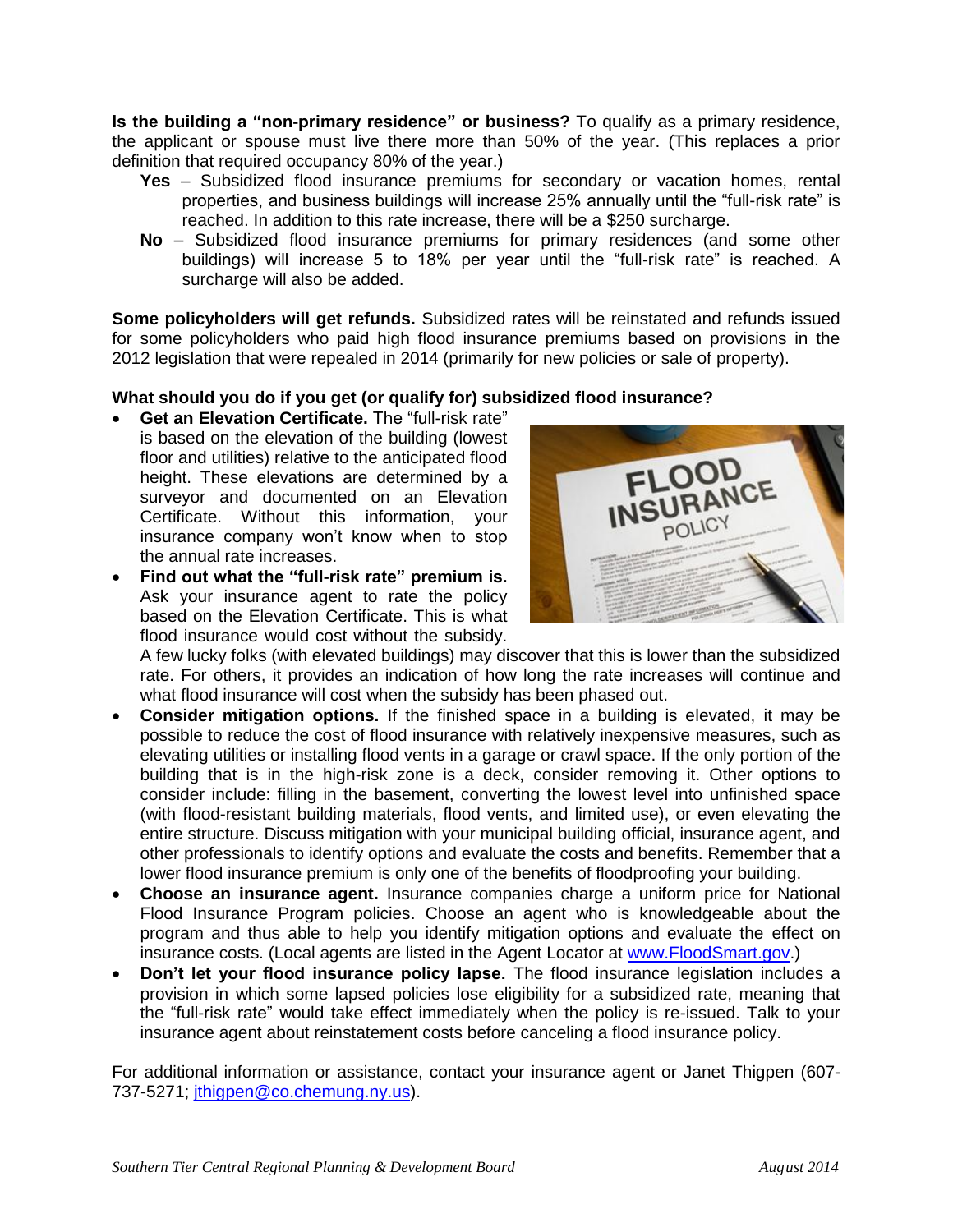**Is the building a "non-primary residence" or business?** To qualify as a primary residence, the applicant or spouse must live there more than 50% of the year. (This replaces a prior definition that required occupancy 80% of the year.)

**Yes** – Subsidized flood insurance premiums for secondary or vacation homes, rental properties, and business buildings will increase 25% annually until the "full-risk rate" is reached. In addition to this rate increase, there will be a $250 surcharge.

**No** – Subsidized flood insurance premiums for primary residences (and some other buildings) will increase 5 to 18% per year until the "full-risk rate" is reached. A surcharge will also be added.

**Some policyholders will get refunds.** Subsidized rates will be reinstated and refunds issued for some policyholders who paid high flood insurance premiums based on provisions in the 2012 legislation that were repealed in 2014 (primarily for new policies or sale of property).

**What should you do if you get (or qualify for) subsidized flood insurance?**

- **Get an Elevation Certificate.** The "full-risk rate" is based on the elevation of the building (lowest floor and utilities) relative to the anticipated flood height. These elevations are determined by a surveyor and documented on an Elevation Certificate. Without this information, your insurance company won't know when to stop the annual rate increases.
- **Find out what the "full-risk rate" premium is.** Ask your insurance agent to rate the policy based on the Elevation Certificate. This is what flood insurance would cost without the subsidy. A few lucky folks (with elevated buildings) may discover that this is lower than the subsidized rate. For others, it provides an indication of how long the rate increases will continue and what flood insurance will cost when the subsidy has been phased out.
- **Consider mitigation options.** If the finished space in a building is elevated, it may be possible to reduce the cost of flood insurance with relatively inexpensive measures, such as elevating utilities or installing flood vents in a garage or crawl space. If the only portion of the building that is in the high-risk zone is a deck, consider removing it. Other options to consider include: filling in the basement, converting the lowest level into unfinished space (with flood-resistant building materials, flood vents, and limited use), or even elevating the entire structure. Discuss mitigation with your municipal building official, insurance agent, and other professionals to identify options and evaluate the costs and benefits. Remember that a lower flood insurance premium is only one of the benefits of floodproofing your building.
- **Choose an insurance agent.** Insurance companies charge a uniform price for National Flood Insurance Program policies. Choose an agent who is knowledgeable about the program and thus able to help you identify mitigation options and evaluate the effect on insurance costs. (Local agents are listed in the Agent Locator at www.FloodSmart.gov.)
- **Don't let your flood insurance policy lapse.** The flood insurance legislation includes a provision in which some lapsed policies lose eligibility for a subsidized rate, meaning that the "full-risk rate" would take effect immediately when the policy is re-issued. Talk to your insurance agent about reinstatement costs before canceling a flood insurance policy.

For additional information or assistance, contact your insurance agent or Janet Thigpen (607-737-5271; jthigpen@co.chemung.ny.us).

*Southern Tier Central Regional Planning & Development Board* *August 2014*